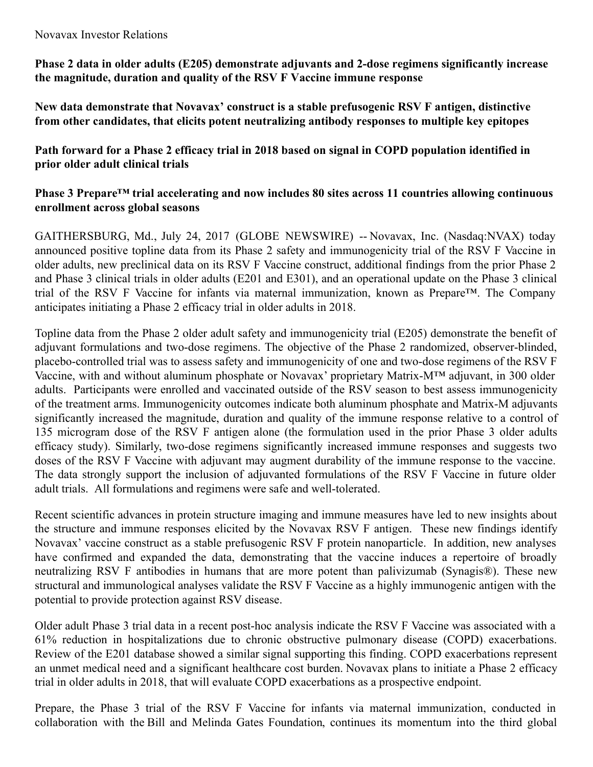Novavax Investor Relations

**Phase 2 data in older adults (E205) demonstrate adjuvants and 2-dose regimens significantly increase the magnitude, duration and quality of the RSV F Vaccine immune response**

**New data demonstrate that Novavax' construct is a stable prefusogenic RSV F antigen, distinctive from other candidates, that elicits potent neutralizing antibody responses to multiple key epitopes**

**Path forward for a Phase 2 efficacy trial in 2018 based on signal in COPD population identified in prior older adult clinical trials**

**Phase 3 Prepare™ trial accelerating and now includes 80 sites across 11 countries allowing continuous enrollment across global seasons**

GAITHERSBURG, Md., July 24, 2017 (GLOBE NEWSWIRE) -- Novavax, Inc. (Nasdaq:NVAX) today announced positive topline data from its Phase 2 safety and immunogenicity trial of the RSV F Vaccine in older adults, new preclinical data on its RSV F Vaccine construct, additional findings from the prior Phase 2 and Phase 3 clinical trials in older adults (E201 and E301), and an operational update on the Phase 3 clinical trial of the RSV F Vaccine for infants via maternal immunization, known as Prepare™. The Company anticipates initiating a Phase 2 efficacy trial in older adults in 2018.

Topline data from the Phase 2 older adult safety and immunogenicity trial (E205) demonstrate the benefit of adjuvant formulations and two-dose regimens. The objective of the Phase 2 randomized, observer-blinded, placebo-controlled trial was to assess safety and immunogenicity of one and two-dose regimens of the RSV F Vaccine, with and without aluminum phosphate or Novavax' proprietary Matrix-M™ adjuvant, in 300 older adults. Participants were enrolled and vaccinated outside of the RSV season to best assess immunogenicity of the treatment arms. Immunogenicity outcomes indicate both aluminum phosphate and Matrix-M adjuvants significantly increased the magnitude, duration and quality of the immune response relative to a control of 135 microgram dose of the RSV F antigen alone (the formulation used in the prior Phase 3 older adults efficacy study). Similarly, two-dose regimens significantly increased immune responses and suggests two doses of the RSV F Vaccine with adjuvant may augment durability of the immune response to the vaccine. The data strongly support the inclusion of adjuvanted formulations of the RSV F Vaccine in future older adult trials. All formulations and regimens were safe and well-tolerated.

Recent scientific advances in protein structure imaging and immune measures have led to new insights about the structure and immune responses elicited by the Novavax RSV F antigen. These new findings identify Novavax' vaccine construct as a stable prefusogenic RSV F protein nanoparticle. In addition, new analyses have confirmed and expanded the data, demonstrating that the vaccine induces a repertoire of broadly neutralizing RSV F antibodies in humans that are more potent than palivizumab (Synagis®). These new structural and immunological analyses validate the RSV F Vaccine as a highly immunogenic antigen with the potential to provide protection against RSV disease.

Older adult Phase 3 trial data in a recent post-hoc analysis indicate the RSV F Vaccine was associated with a 61% reduction in hospitalizations due to chronic obstructive pulmonary disease (COPD) exacerbations. Review of the E201 database showed a similar signal supporting this finding. COPD exacerbations represent an unmet medical need and a significant healthcare cost burden. Novavax plans to initiate a Phase 2 efficacy trial in older adults in 2018, that will evaluate COPD exacerbations as a prospective endpoint.

Prepare, the Phase 3 trial of the RSV F Vaccine for infants via maternal immunization, conducted in collaboration with the Bill and Melinda Gates Foundation, continues its momentum into the third global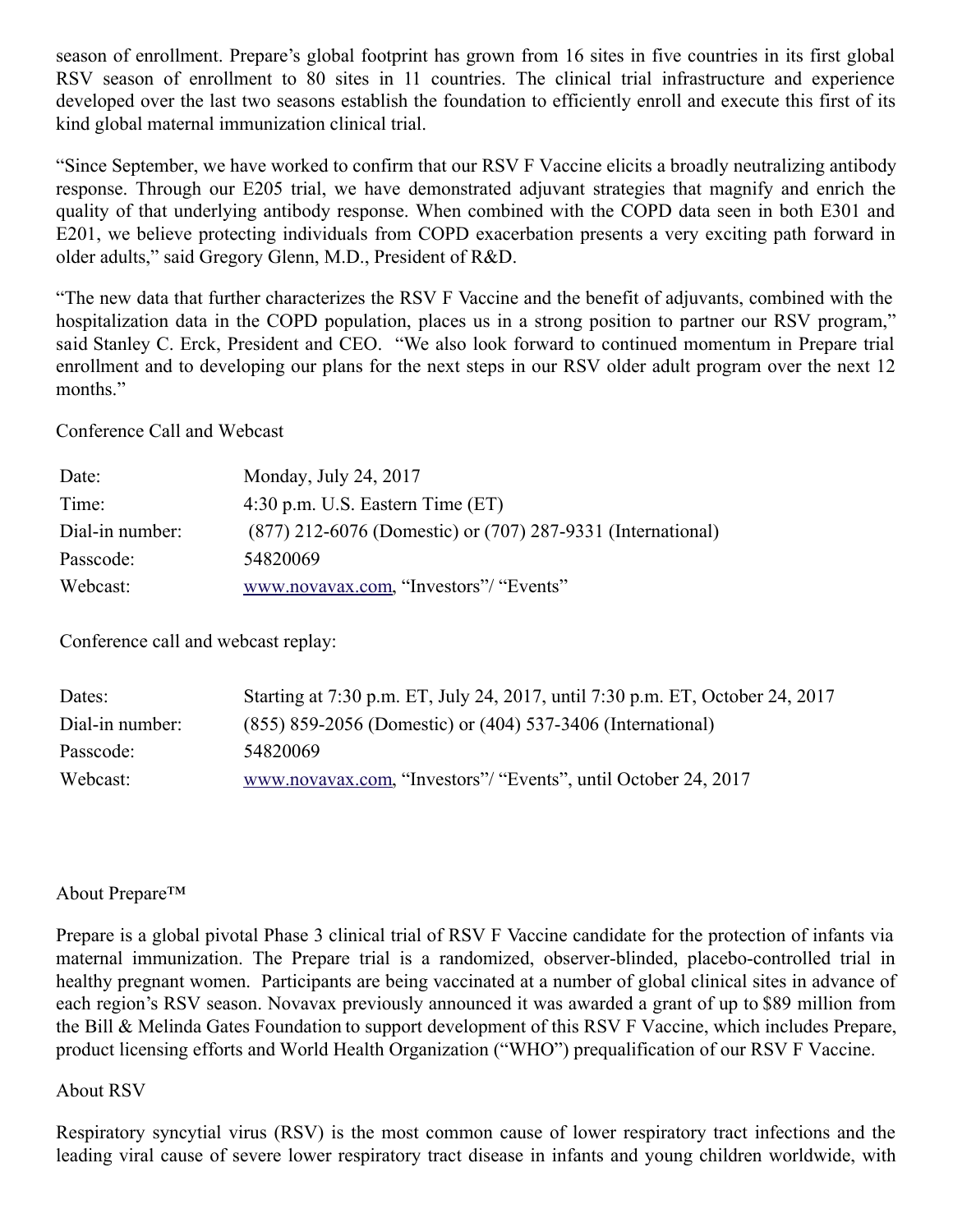season of enrollment. Prepare's global footprint has grown from 16 sites in five countries in its first global RSV season of enrollment to 80 sites in 11 countries. The clinical trial infrastructure and experience developed over the last two seasons establish the foundation to efficiently enroll and execute this first of its kind global maternal immunization clinical trial.

"Since September, we have worked to confirm that our RSV F Vaccine elicits a broadly neutralizing antibody response. Through our E205 trial, we have demonstrated adjuvant strategies that magnify and enrich the quality of that underlying antibody response. When combined with the COPD data seen in both E301 and E201, we believe protecting individuals from COPD exacerbation presents a very exciting path forward in older adults," said Gregory Glenn, M.D., President of R&D.

"The new data that further characterizes the RSV F Vaccine and the benefit of adjuvants, combined with the hospitalization data in the COPD population, places us in a strong position to partner our RSV program," said Stanley C. Erck, President and CEO. "We also look forward to continued momentum in Prepare trial enrollment and to developing our plans for the next steps in our RSV older adult program over the next 12 months."

Conference Call and Webcast

| | |
|---|---|
| Date: | Monday, July 24, 2017 |
| Time: | 4:30 p.m. U.S. Eastern Time (ET) |
| Dial-in number: | (877) 212-6076 (Domestic) or (707) 287-9331 (International) |
| Passcode: | 54820069 |
| Webcast: | www.novavax.com, "Investors"/ "Events" |

Conference call and webcast replay:

| | |
|---|---|
| Dates: | Starting at 7:30 p.m. ET, July 24, 2017, until 7:30 p.m. ET, October 24, 2017 |
| Dial-in number: | (855) 859-2056 (Domestic) or (404) 537-3406 (International) |
| Passcode: | 54820069 |
| Webcast: | www.novavax.com, "Investors"/ "Events", until October 24, 2017 |

## About Prepare™

Prepare is a global pivotal Phase 3 clinical trial of RSV F Vaccine candidate for the protection of infants via maternal immunization. The Prepare trial is a randomized, observer-blinded, placebo-controlled trial in healthy pregnant women. Participants are being vaccinated at a number of global clinical sites in advance of each region's RSV season. Novavax previously announced it was awarded a grant of up to $89 million from the Bill & Melinda Gates Foundation to support development of this RSV F Vaccine, which includes Prepare, product licensing efforts and World Health Organization ("WHO") prequalification of our RSV F Vaccine.

## About RSV

Respiratory syncytial virus (RSV) is the most common cause of lower respiratory tract infections and the leading viral cause of severe lower respiratory tract disease in infants and young children worldwide, with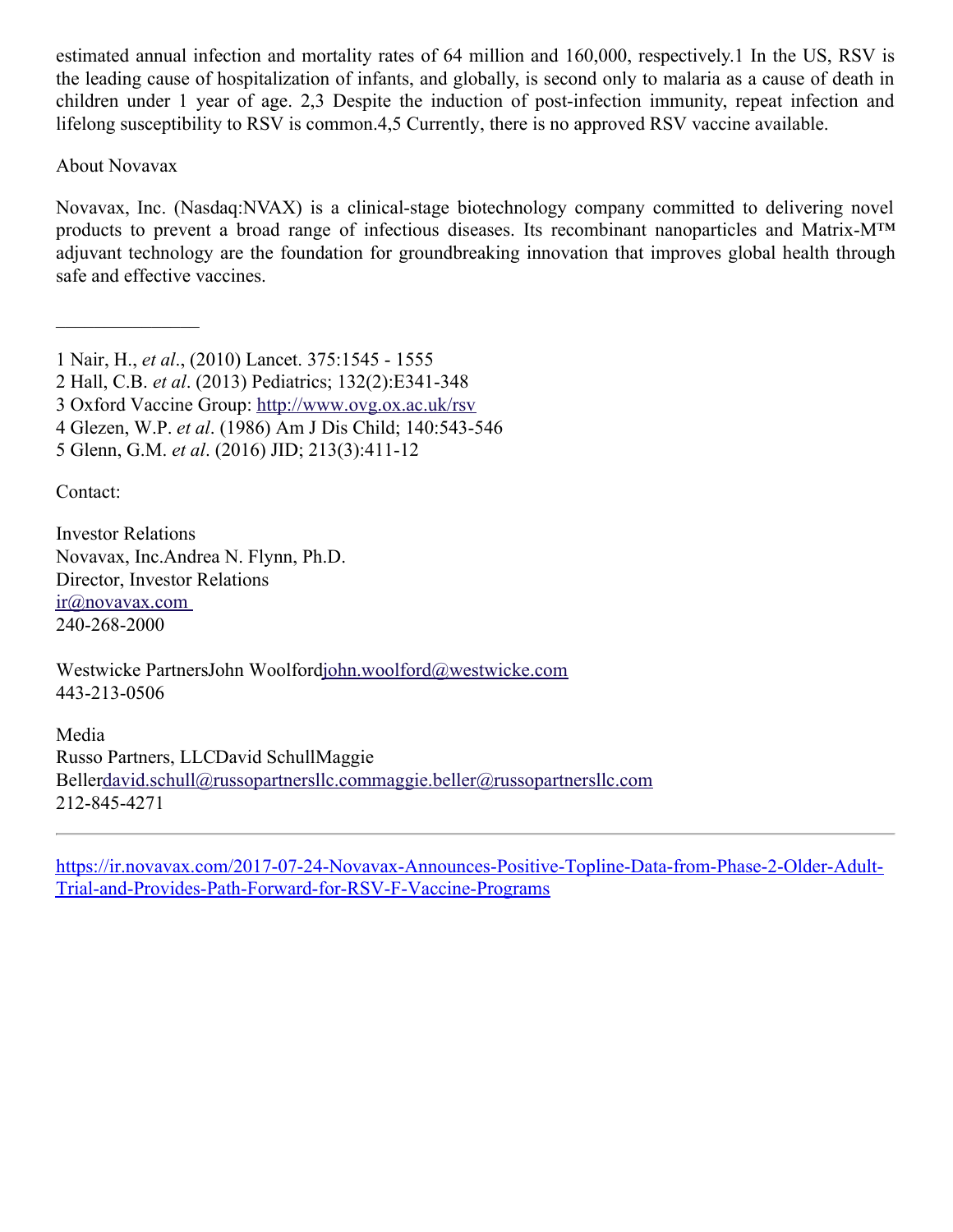estimated annual infection and mortality rates of 64 million and 160,000, respectively.[1] In the US, RSV is the leading cause of hospitalization of infants, and globally, is second only to malaria as a cause of death in children under 1 year of age. [2,3] Despite the induction of post-infection immunity, repeat infection and lifelong susceptibility to RSV is common.[4,5] Currently, there is no approved RSV vaccine available.

## About Novavax

Novavax, Inc. (Nasdaq:NVAX) is a clinical-stage biotechnology company committed to delivering novel products to prevent a broad range of infectious diseases. Its recombinant nanoparticles and Matrix-M™ adjuvant technology are the foundation for groundbreaking innovation that improves global health through safe and effective vaccines.

---

1 Nair, H., *et al*., (2010) Lancet. 375:1545 - 1555
2 Hall, C.B. *et al*. (2013) Pediatrics; 132(2):E341-348
3 Oxford Vaccine Group: http://www.ovg.ox.ac.uk/rsv
4 Glezen, W.P. *et al*. (1986) Am J Dis Child; 140:543-546
5 Glenn, G.M. *et al*. (2016) JID; 213(3):411-12

Contact:

Investor Relations
Novavax, Inc.Andrea N. Flynn, Ph.D.
Director, Investor Relations
ir@novavax.com
240-268-2000

Westwicke PartnersJohn Woolfordjohn.woolford@westwicke.com
443-213-0506

Media
Russo Partners, LLCDavid SchullMaggie Bellerdavid.schull@russopartnersllc.commaggie.beller@russopartnersllc.com
212-845-4271

---

https://ir.novavax.com/2017-07-24-Novavax-Announces-Positive-Topline-Data-from-Phase-2-Older-Adult-Trial-and-Provides-Path-Forward-for-RSV-F-Vaccine-Programs